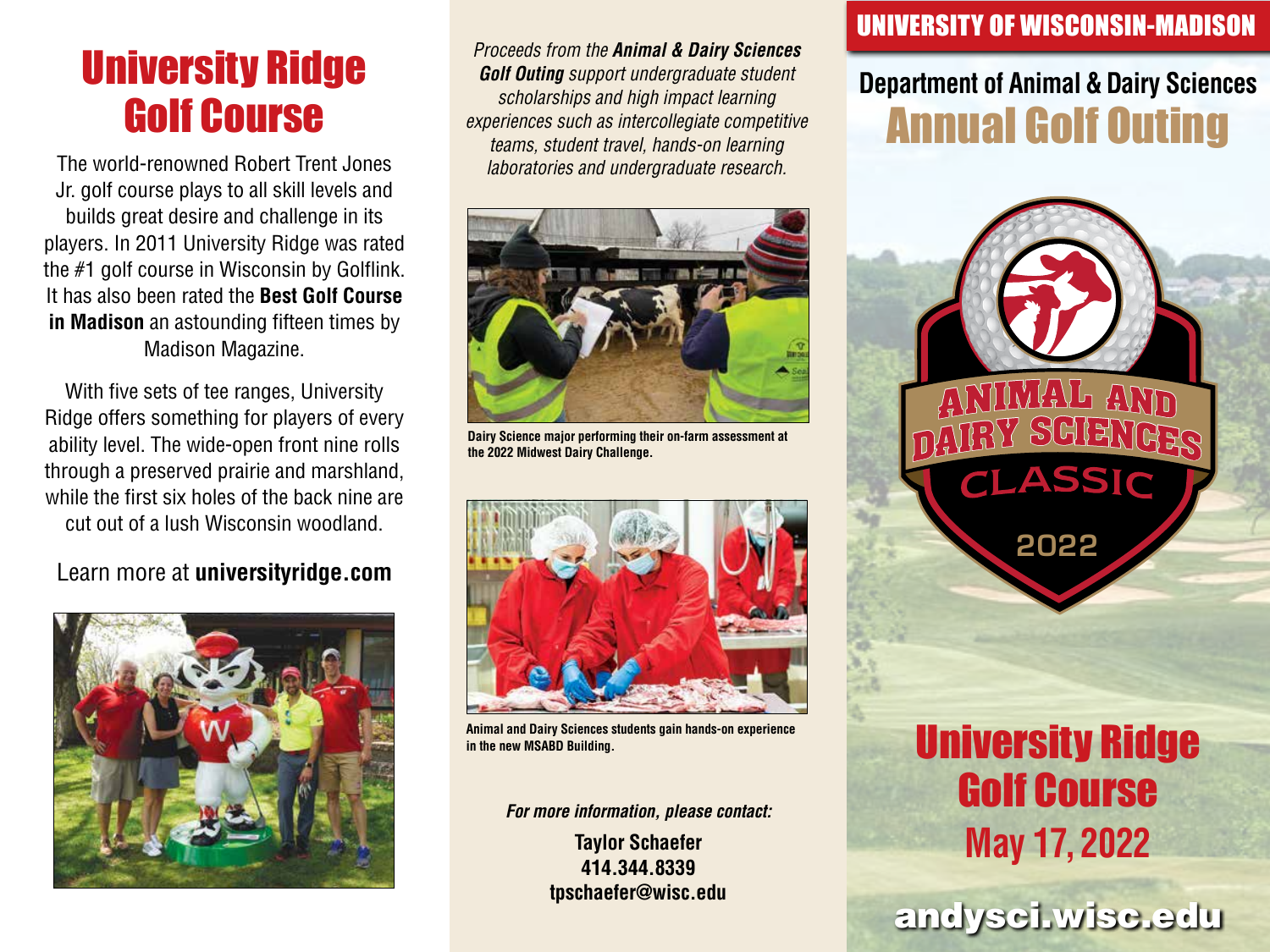# University Ridge Golf Course

The world-renowned Robert Trent Jones Jr. golf course plays to all skill levels and builds great desire and challenge in its players. In 2011 University Ridge was rated the #1 golf course in Wisconsin by Golflink. It has also been rated the **Best Golf Course in Madison** an astounding fifteen times by Madison Magazine.

With five sets of tee ranges, University Ridge offers something for players of every ability level. The wide-open front nine rolls through a preserved prairie and marshland, while the first six holes of the back nine are cut out of a lush Wisconsin woodland.

Learn more at **universityridge.com**

*Proceeds from the **Animal & Dairy Sciences Golf Outing** support undergraduate student scholarships and high impact learning experiences such as intercollegiate competitive teams, student travel, hands-on learning laboratories and undergraduate research.*

**Dairy Science major performing their on-farm assessment at the 2022 Midwest Dairy Challenge.**

**Animal and Dairy Sciences students gain hands-on experience in the new MSABD Building.**

***For more information, please contact:***

**Taylor Schaefer**
**414.344.8339**
**tpschaefer@wisc.edu**

## UNIVERSITY OF WISCONSIN-MADISON

## Department of Animal & Dairy Sciences
# Annual Golf Outing

ANIMAL AND DAIRY SCIENCES CLASSIC 2022

# University Ridge Golf Course
## May 17, 2022

andysci.wisc.edu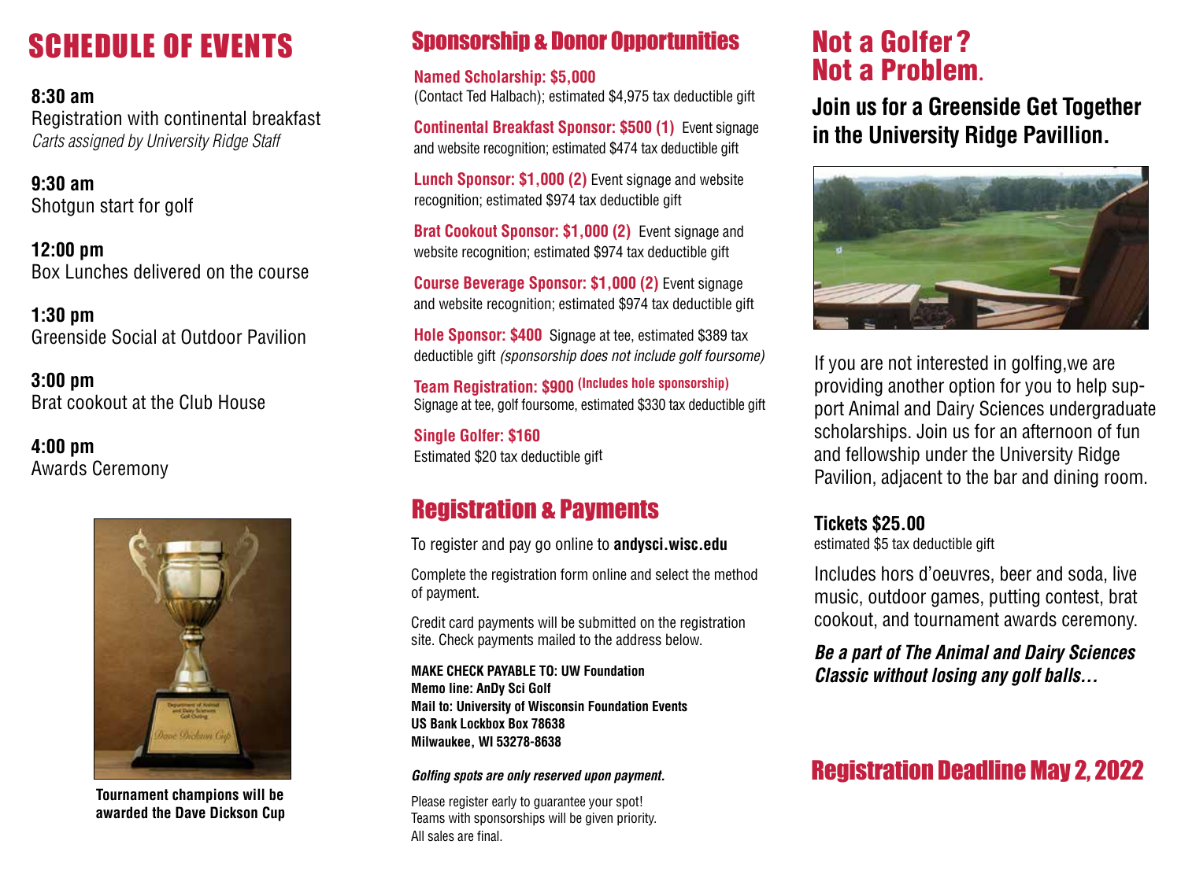# SCHEDULE OF EVENTS

**8:30 am**
Registration with continental breakfast
*Carts assigned by University Ridge Staff*

**9:30 am**
Shotgun start for golf

**12:00 pm**
Box Lunches delivered on the course

**1:30 pm**
Greenside Social at Outdoor Pavilion

**3:00 pm**
Brat cookout at the Club House

**4:00 pm**
Awards Ceremony

**Tournament champions will be awarded the Dave Dickson Cup**

## Sponsorship & Donor Opportunities

**Named Scholarship: $5,000**
(Contact Ted Halbach); estimated $4,975 tax deductible gift

**Continental Breakfast Sponsor: $500 (1)** Event signage and website recognition; estimated $474 tax deductible gift

**Lunch Sponsor: $1,000 (2)** Event signage and website recognition; estimated $974 tax deductible gift

**Brat Cookout Sponsor: $1,000 (2)** Event signage and website recognition; estimated $974 tax deductible gift

**Course Beverage Sponsor: $1,000 (2)** Event signage and website recognition; estimated $974 tax deductible gift

**Hole Sponsor: $400** Signage at tee, estimated $389 tax deductible gift *(sponsorship does not include golf foursome)*

**Team Registration: $900 (Includes hole sponsorship)**
Signage at tee, golf foursome, estimated $330 tax deductible gift

**Single Golfer: $160**
Estimated $20 tax deductible gift

## Registration & Payments

To register and pay go online to **andysci.wisc.edu**

Complete the registration form online and select the method of payment.

Credit card payments will be submitted on the registration site. Check payments mailed to the address below.

**MAKE CHECK PAYABLE TO: UW Foundation**
**Memo line: AnDy Sci Golf**
**Mail to: University of Wisconsin Foundation Events**
**US Bank Lockbox Box 78638**
**Milwaukee, WI 53278-8638**

***Golfing spots are only reserved upon payment.***

Please register early to guarantee your spot!
Teams with sponsorships will be given priority.
All sales are final.

# Not a Golfer? Not a Problem.

### Join us for a Greenside Get Together in the University Ridge Pavillion.

If you are not interested in golfing,we are providing another option for you to help support Animal and Dairy Sciences undergraduate scholarships. Join us for an afternoon of fun and fellowship under the University Ridge Pavilion, adjacent to the bar and dining room.

**Tickets $25.00**
estimated $5 tax deductible gift

Includes hors d'oeuvres, beer and soda, live music, outdoor games, putting contest, brat cookout, and tournament awards ceremony.

***Be a part of The Animal and Dairy Sciences Classic without losing any golf balls...***

## Registration Deadline May 2, 2022